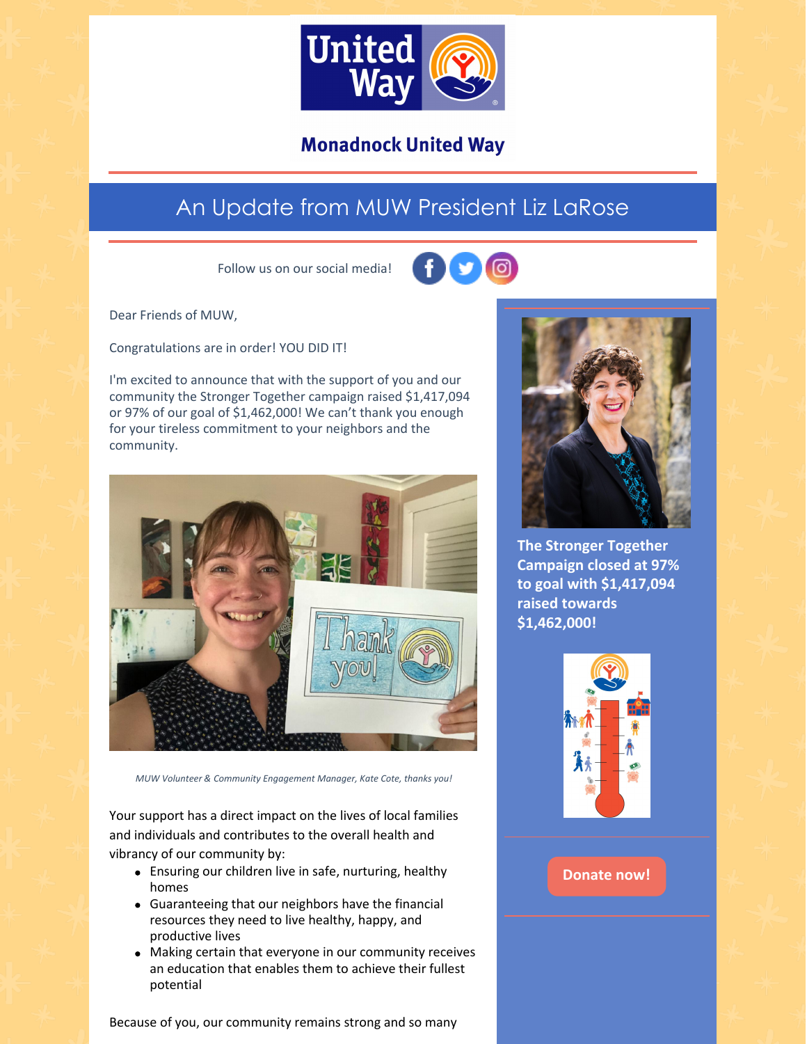# Monadnock United Way

## An Update from MUW President Liz LaRose

Follow us on our social media!

Dear Friends of MUW,

Congratulations are in order! YOU DID IT!

I'm excited to announce that with the support of you and our community the Stronger Together campaign raised $1,417,094 or 97% of our goal of $1,462,000! We can't thank you enough for your tireless commitment to your neighbors and the community.

*MUW Volunteer & Community Engagement Manager, Kate Cote, thanks you!*

Your support has a direct impact on the lives of local families and individuals and contributes to the overall health and vibrancy of our community by:

- Ensuring our children live in safe, nurturing, healthy homes
- Guaranteeing that our neighbors have the financial resources they need to live healthy, happy, and productive lives
- Making certain that everyone in our community receives an education that enables them to achieve their fullest potential

Because of you, our community remains strong and so many

**The Stronger Together Campaign closed at 97% to goal with $1,417,094 raised towards $1,462,000!**

**Donate now!**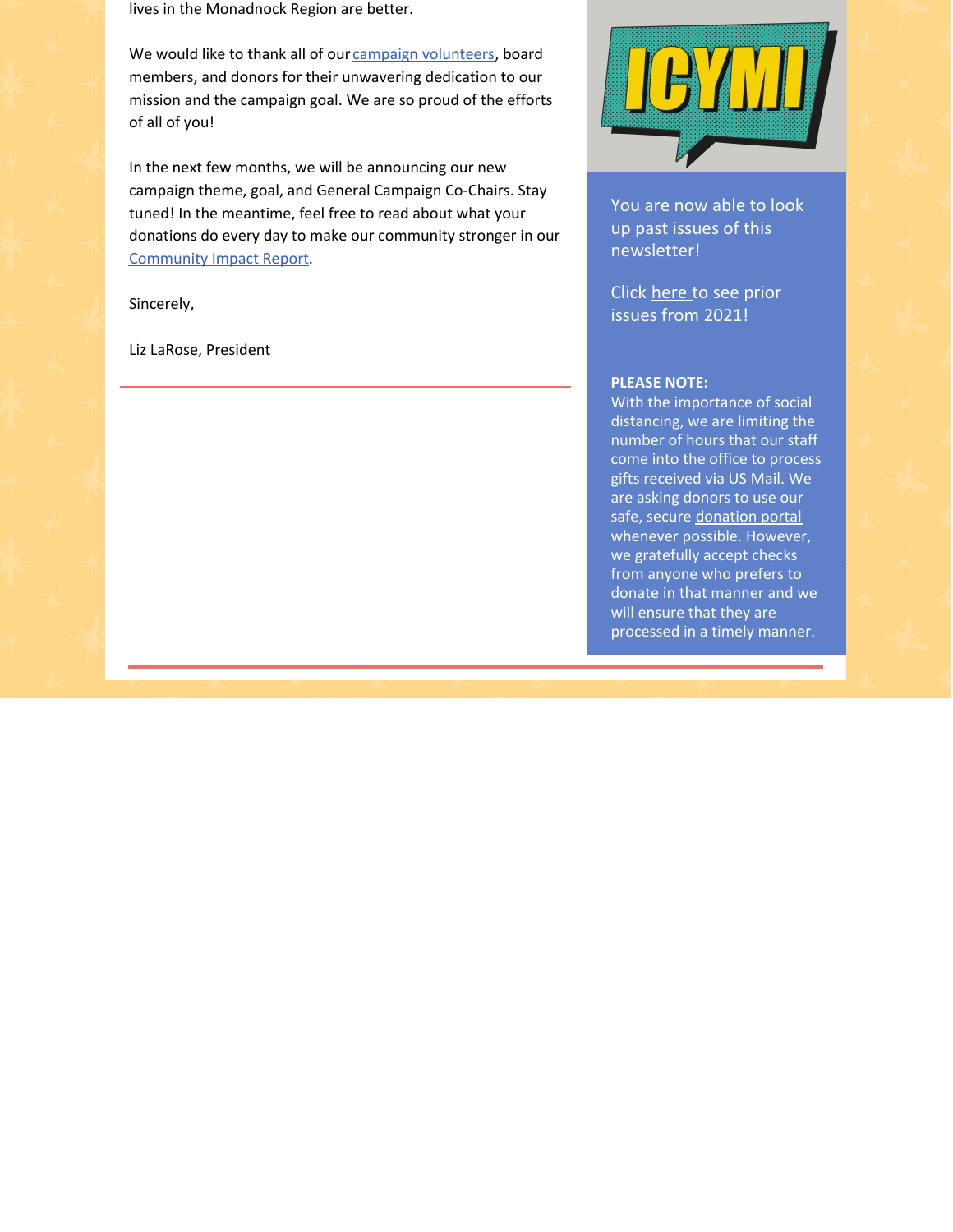lives in the Monadnock Region are better.

We would like to thank all of our campaign volunteers, board members, and donors for their unwavering dedication to our mission and the campaign goal. We are so proud of the efforts of all of you!

In the next few months, we will be announcing our new campaign theme, goal, and General Campaign Co-Chairs. Stay tuned! In the meantime, feel free to read about what your donations do every day to make our community stronger in our Community Impact Report.

Sincerely,

Liz LaRose, President

---

ICYMI

You are now able to look up past issues of this newsletter!

Click here to see prior issues from 2021!

---

**PLEASE NOTE:**
With the importance of social distancing, we are limiting the number of hours that our staff come into the office to process gifts received via US Mail. We are asking donors to use our safe, secure donation portal whenever possible. However, we gratefully accept checks from anyone who prefers to donate in that manner and we will ensure that they are processed in a timely manner.